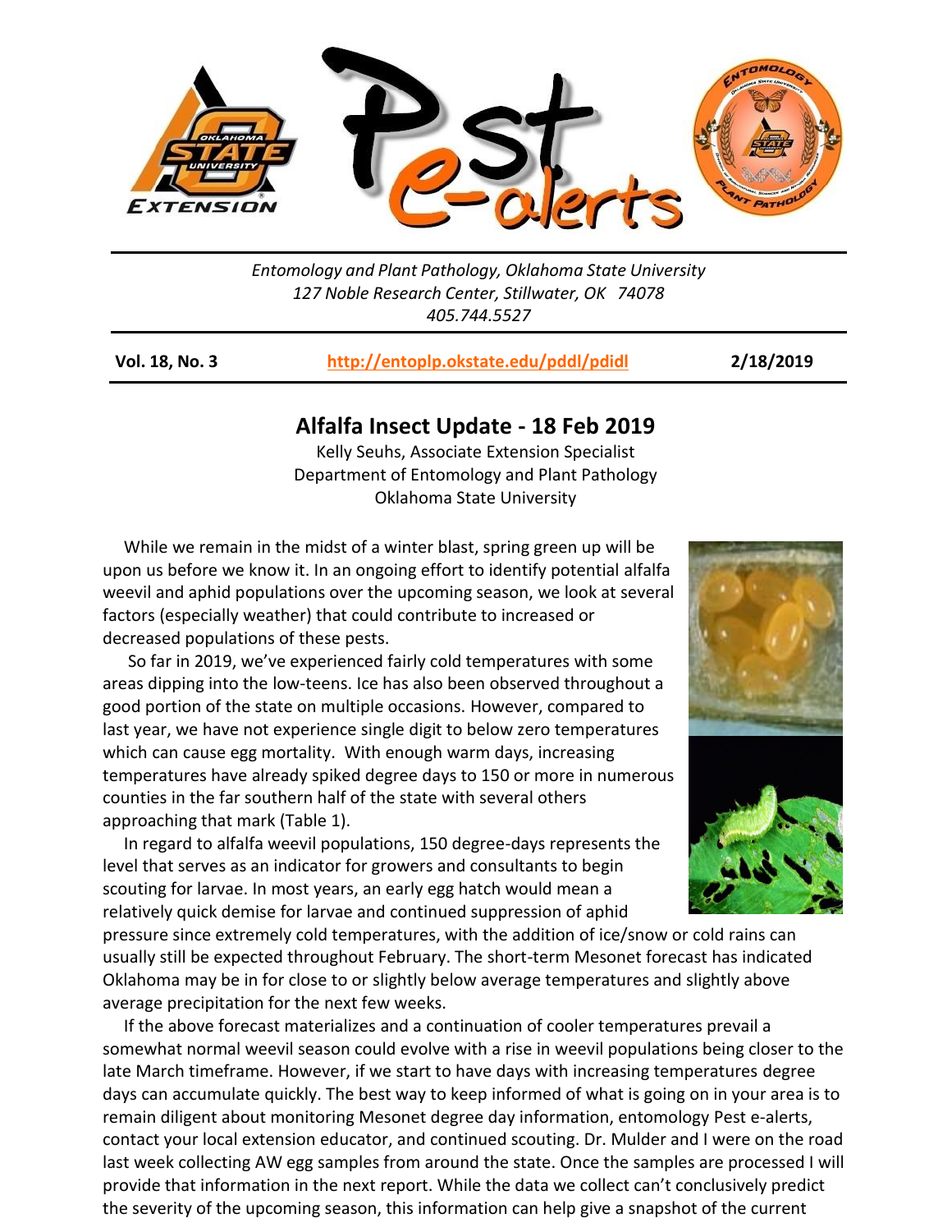Entomology and Plant Pathology, Oklahoma State University
127 Noble Research Center, Stillwater, OK 74078
405.744.5527

**Vol. 18, No. 3** **http://entoplp.okstate.edu/pddl/pdidl** **2/18/2019**

## Alfalfa Insect Update - 18 Feb 2019

Kelly Seuhs, Associate Extension Specialist
Department of Entomology and Plant Pathology
Oklahoma State University

While we remain in the midst of a winter blast, spring green up will be upon us before we know it. In an ongoing effort to identify potential alfalfa weevil and aphid populations over the upcoming season, we look at several factors (especially weather) that could contribute to increased or decreased populations of these pests.

So far in 2019, we've experienced fairly cold temperatures with some areas dipping into the low-teens. Ice has also been observed throughout a good portion of the state on multiple occasions. However, compared to last year, we have not experience single digit to below zero temperatures which can cause egg mortality. With enough warm days, increasing temperatures have already spiked degree days to 150 or more in numerous counties in the far southern half of the state with several others approaching that mark (Table 1).

In regard to alfalfa weevil populations, 150 degree-days represents the level that serves as an indicator for growers and consultants to begin scouting for larvae. In most years, an early egg hatch would mean a relatively quick demise for larvae and continued suppression of aphid pressure since extremely cold temperatures, with the addition of ice/snow or cold rains can usually still be expected throughout February. The short-term Mesonet forecast has indicated Oklahoma may be in for close to or slightly below average temperatures and slightly above average precipitation for the next few weeks.

If the above forecast materializes and a continuation of cooler temperatures prevail a somewhat normal weevil season could evolve with a rise in weevil populations being closer to the late March timeframe. However, if we start to have days with increasing temperatures degree days can accumulate quickly. The best way to keep informed of what is going on in your area is to remain diligent about monitoring Mesonet degree day information, entomology Pest e-alerts, contact your local extension educator, and continued scouting. Dr. Mulder and I were on the road last week collecting AW egg samples from around the state. Once the samples are processed I will provide that information in the next report. While the data we collect can't conclusively predict the severity of the upcoming season, this information can help give a snapshot of the current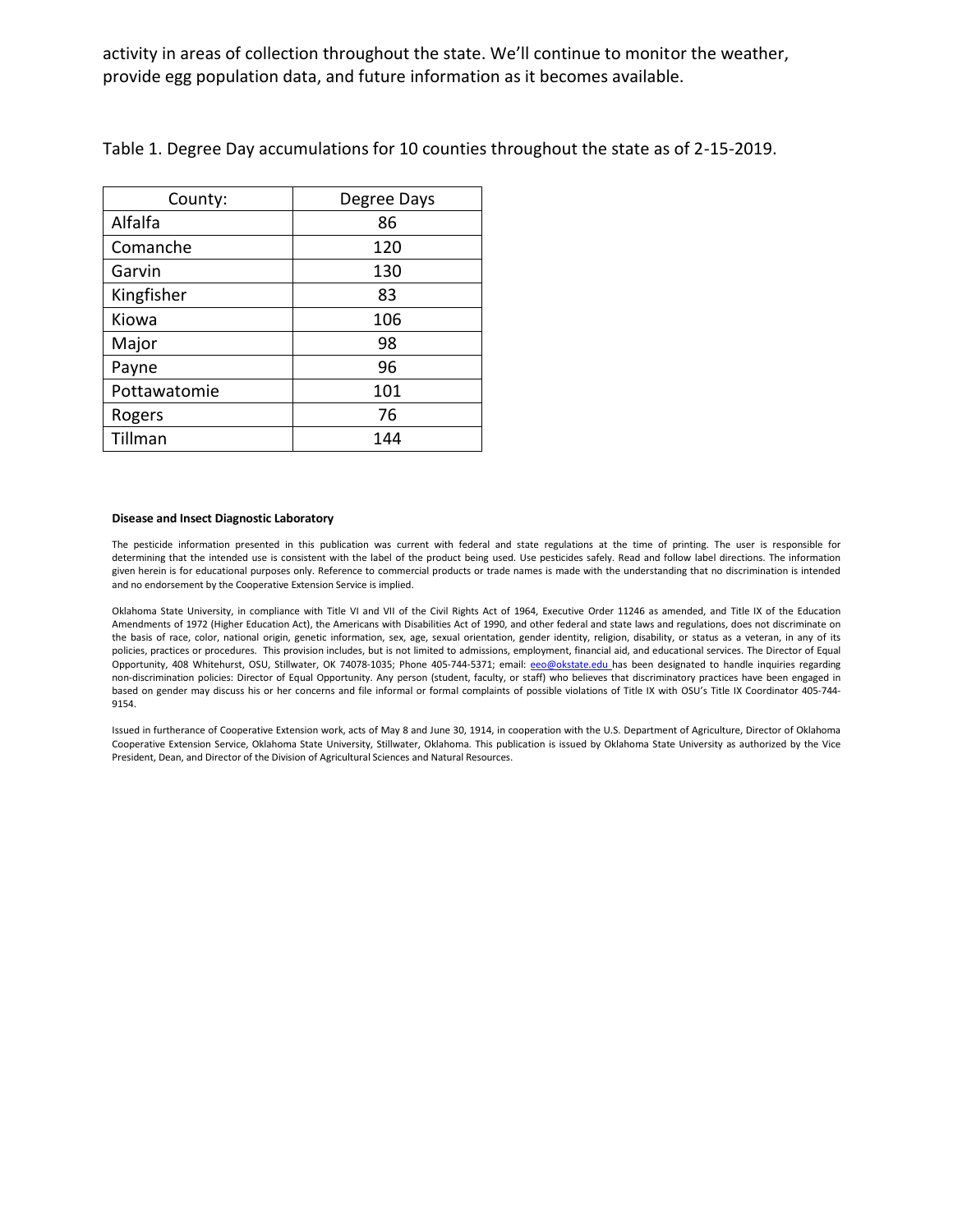activity in areas of collection throughout the state. We'll continue to monitor the weather, provide egg population data, and future information as it becomes available.

Table 1. Degree Day accumulations for 10 counties throughout the state as of 2-15-2019.

| County: | Degree Days |
|---|---|
| Alfalfa | 86 |
| Comanche | 120 |
| Garvin | 130 |
| Kingfisher | 83 |
| Kiowa | 106 |
| Major | 98 |
| Payne | 96 |
| Pottawatomie | 101 |
| Rogers | 76 |
| Tillman | 144 |

**Disease and Insect Diagnostic Laboratory**

The pesticide information presented in this publication was current with federal and state regulations at the time of printing. The user is responsible for determining that the intended use is consistent with the label of the product being used. Use pesticides safely. Read and follow label directions. The information given herein is for educational purposes only. Reference to commercial products or trade names is made with the understanding that no discrimination is intended and no endorsement by the Cooperative Extension Service is implied.

Oklahoma State University, in compliance with Title VI and VII of the Civil Rights Act of 1964, Executive Order 11246 as amended, and Title IX of the Education Amendments of 1972 (Higher Education Act), the Americans with Disabilities Act of 1990, and other federal and state laws and regulations, does not discriminate on the basis of race, color, national origin, genetic information, sex, age, sexual orientation, gender identity, religion, disability, or status as a veteran, in any of its policies, practices or procedures. This provision includes, but is not limited to admissions, employment, financial aid, and educational services. The Director of Equal Opportunity, 408 Whitehurst, OSU, Stillwater, OK 74078-1035; Phone 405-744-5371; email: eeo@okstate.edu has been designated to handle inquiries regarding non-discrimination policies: Director of Equal Opportunity. Any person (student, faculty, or staff) who believes that discriminatory practices have been engaged in based on gender may discuss his or her concerns and file informal or formal complaints of possible violations of Title IX with OSU's Title IX Coordinator 405-744-9154.

Issued in furtherance of Cooperative Extension work, acts of May 8 and June 30, 1914, in cooperation with the U.S. Department of Agriculture, Director of Oklahoma Cooperative Extension Service, Oklahoma State University, Stillwater, Oklahoma. This publication is issued by Oklahoma State University as authorized by the Vice President, Dean, and Director of the Division of Agricultural Sciences and Natural Resources.